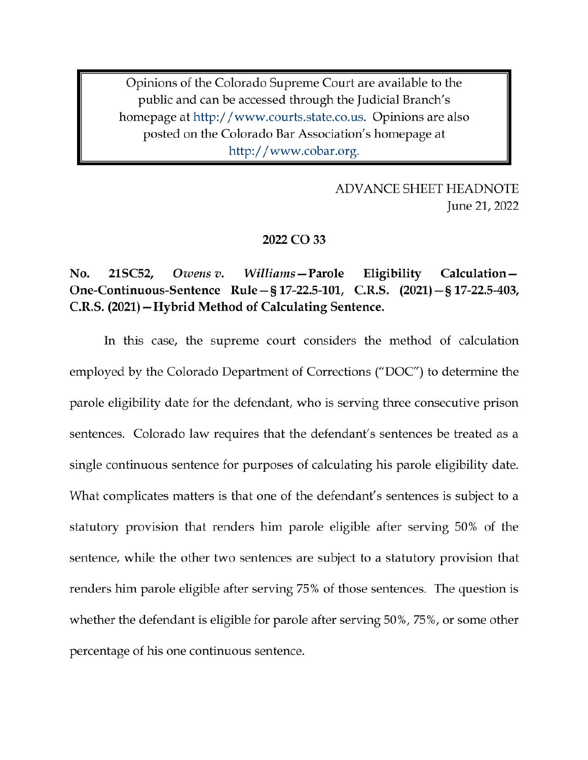Opinions of the Colorado Supreme Court are available to the public and can be accessed through the Judicial Branch's homepage at http://www.courts.state.co.us. Opinions are also posted on the Colorado Bar Association's homepage at http://www.cobar.org.

ADVANCE SHEET HEADNOTE
June 21, 2022

**2022 CO 33**

**No. 21SC52, *Owens v. Williams*—Parole Eligibility Calculation—One-Continuous-Sentence Rule—§ 17-22.5-101, C.R.S. (2021)—§ 17-22.5-403, C.R.S. (2021)—Hybrid Method of Calculating Sentence.**

In this case, the supreme court considers the method of calculation employed by the Colorado Department of Corrections ("DOC") to determine the parole eligibility date for the defendant, who is serving three consecutive prison sentences. Colorado law requires that the defendant's sentences be treated as a single continuous sentence for purposes of calculating his parole eligibility date. What complicates matters is that one of the defendant's sentences is subject to a statutory provision that renders him parole eligible after serving 50% of the sentence, while the other two sentences are subject to a statutory provision that renders him parole eligible after serving 75% of those sentences. The question is whether the defendant is eligible for parole after serving 50%, 75%, or some other percentage of his one continuous sentence.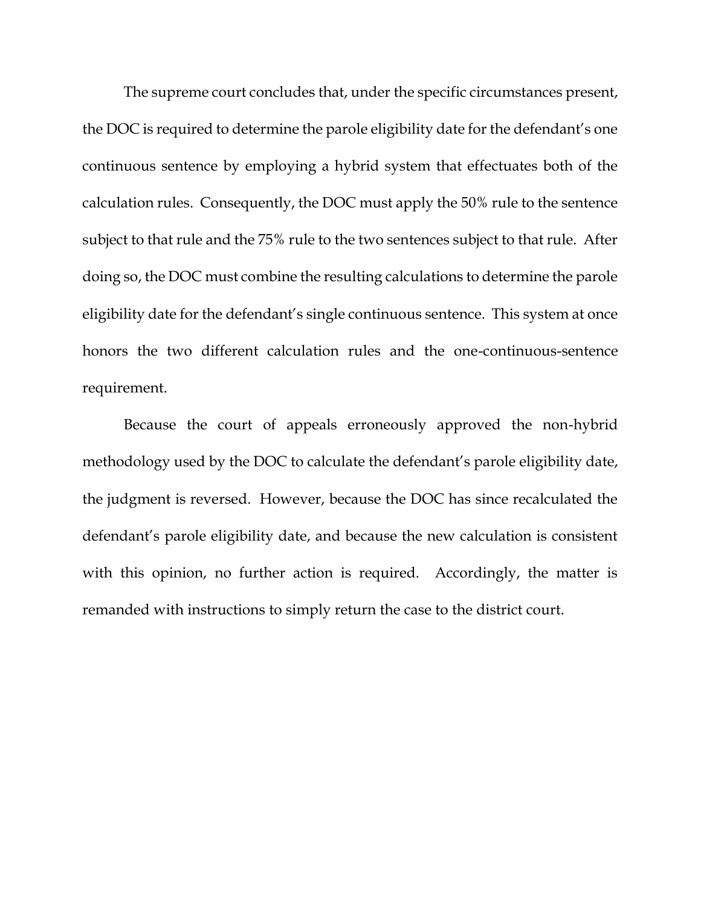The supreme court concludes that, under the specific circumstances present, the DOC is required to determine the parole eligibility date for the defendant's one continuous sentence by employing a hybrid system that effectuates both of the calculation rules. Consequently, the DOC must apply the 50% rule to the sentence subject to that rule and the 75% rule to the two sentences subject to that rule. After doing so, the DOC must combine the resulting calculations to determine the parole eligibility date for the defendant's single continuous sentence. This system at once honors the two different calculation rules and the one-continuous-sentence requirement.

Because the court of appeals erroneously approved the non-hybrid methodology used by the DOC to calculate the defendant's parole eligibility date, the judgment is reversed. However, because the DOC has since recalculated the defendant's parole eligibility date, and because the new calculation is consistent with this opinion, no further action is required. Accordingly, the matter is remanded with instructions to simply return the case to the district court.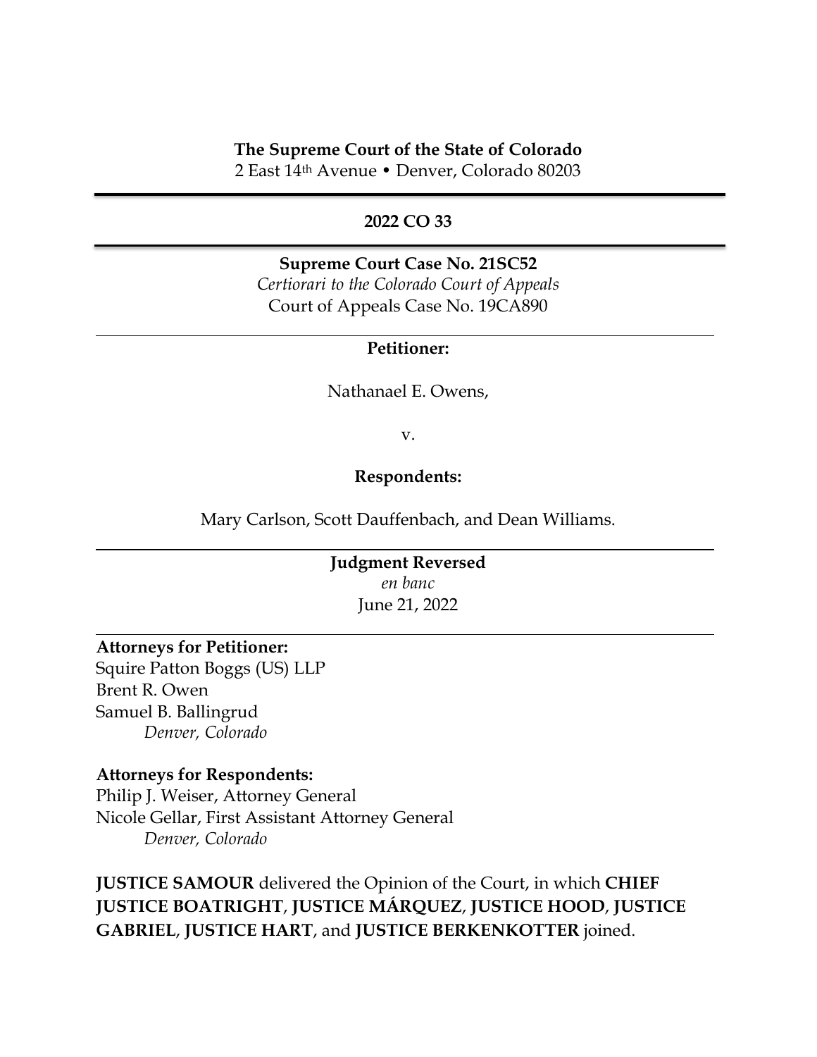**The Supreme Court of the State of Colorado**
2 East 14th Avenue • Denver, Colorado 80203

---

**2022 CO 33**

---

**Supreme Court Case No. 21SC52**
*Certiorari to the Colorado Court of Appeals*
Court of Appeals Case No. 19CA890

---

**Petitioner:**

Nathanael E. Owens,

v.

**Respondents:**

Mary Carlson, Scott Dauffenbach, and Dean Williams.

---

**Judgment Reversed**
*en banc*
June 21, 2022

---

**Attorneys for Petitioner:**
Squire Patton Boggs (US) LLP
Brent R. Owen
Samuel B. Ballingrud
*Denver, Colorado*

**Attorneys for Respondents:**
Philip J. Weiser, Attorney General
Nicole Gellar, First Assistant Attorney General
*Denver, Colorado*

**JUSTICE SAMOUR** delivered the Opinion of the Court, in which **CHIEF JUSTICE BOATRIGHT**, **JUSTICE MÁRQUEZ**, **JUSTICE HOOD**, **JUSTICE GABRIEL**, **JUSTICE HART**, and **JUSTICE BERKENKOTTER** joined.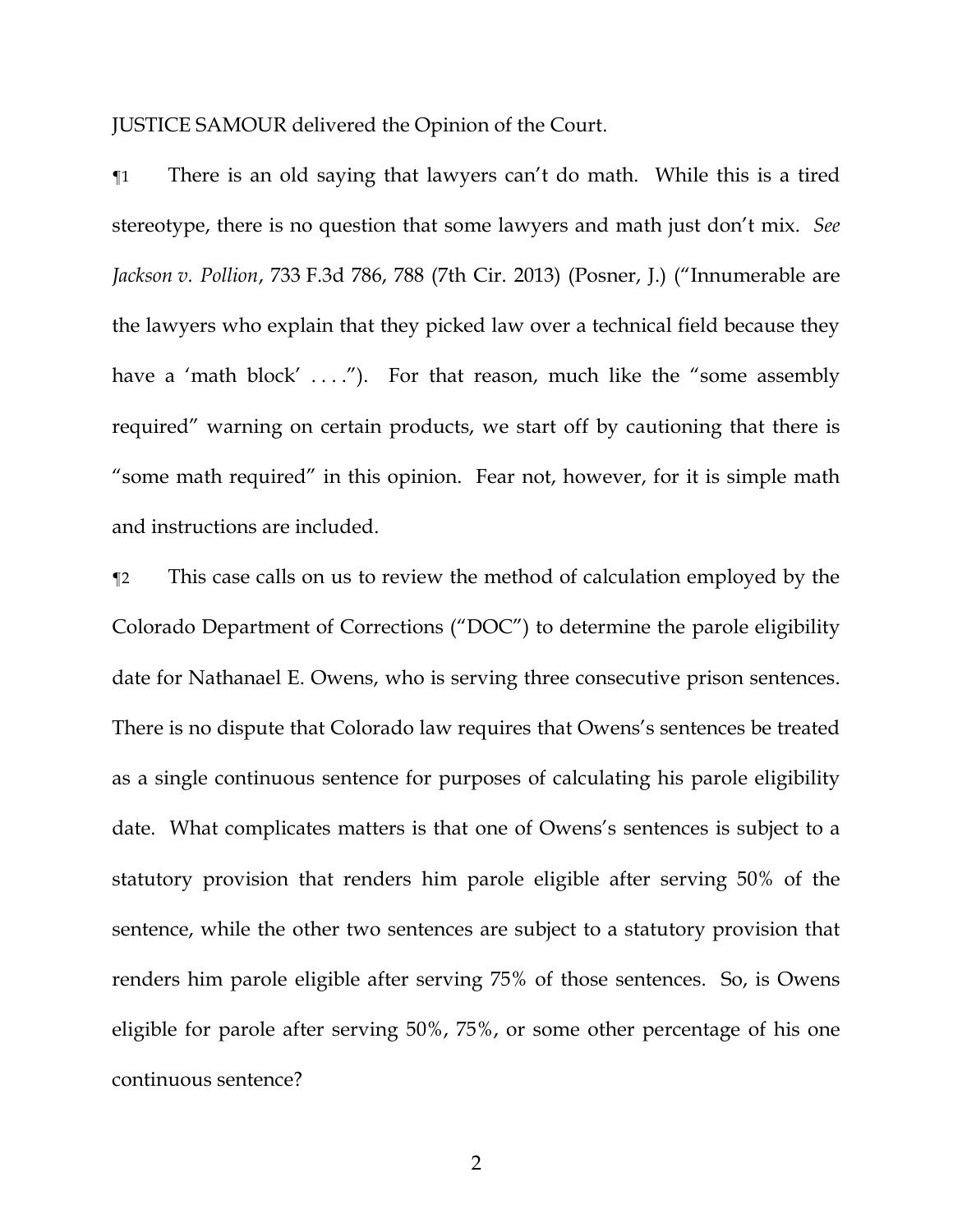JUSTICE SAMOUR delivered the Opinion of the Court.

¶1 There is an old saying that lawyers can't do math. While this is a tired stereotype, there is no question that some lawyers and math just don't mix. *See Jackson v. Pollion*, 733 F.3d 786, 788 (7th Cir. 2013) (Posner, J.) ("Innumerable are the lawyers who explain that they picked law over a technical field because they have a 'math block' . . . ."). For that reason, much like the "some assembly required" warning on certain products, we start off by cautioning that there is "some math required" in this opinion. Fear not, however, for it is simple math and instructions are included.

¶2 This case calls on us to review the method of calculation employed by the Colorado Department of Corrections ("DOC") to determine the parole eligibility date for Nathanael E. Owens, who is serving three consecutive prison sentences. There is no dispute that Colorado law requires that Owens's sentences be treated as a single continuous sentence for purposes of calculating his parole eligibility date. What complicates matters is that one of Owens's sentences is subject to a statutory provision that renders him parole eligible after serving 50% of the sentence, while the other two sentences are subject to a statutory provision that renders him parole eligible after serving 75% of those sentences. So, is Owens eligible for parole after serving 50%, 75%, or some other percentage of his one continuous sentence?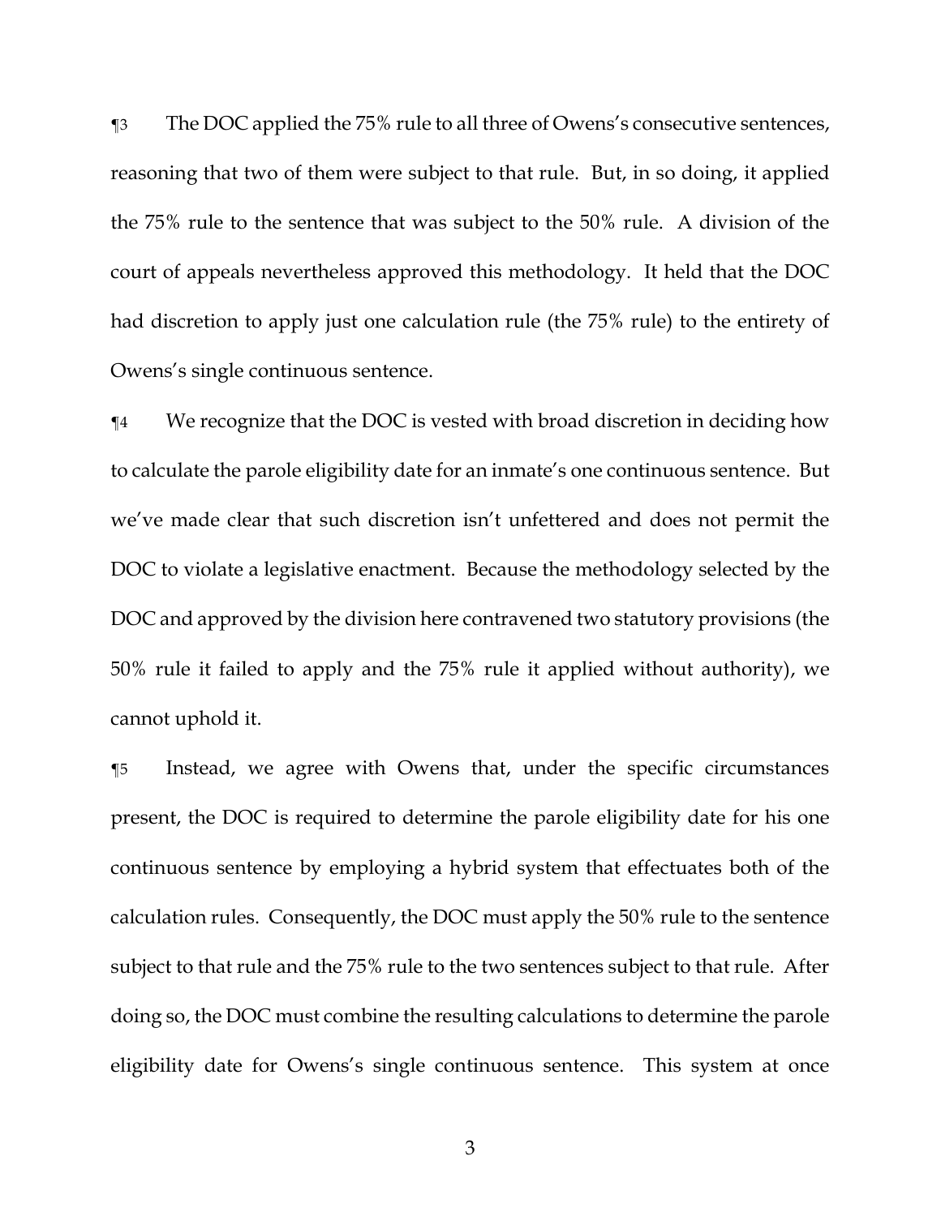¶3 The DOC applied the 75% rule to all three of Owens's consecutive sentences, reasoning that two of them were subject to that rule. But, in so doing, it applied the 75% rule to the sentence that was subject to the 50% rule. A division of the court of appeals nevertheless approved this methodology. It held that the DOC had discretion to apply just one calculation rule (the 75% rule) to the entirety of Owens's single continuous sentence.

¶4 We recognize that the DOC is vested with broad discretion in deciding how to calculate the parole eligibility date for an inmate's one continuous sentence. But we've made clear that such discretion isn't unfettered and does not permit the DOC to violate a legislative enactment. Because the methodology selected by the DOC and approved by the division here contravened two statutory provisions (the 50% rule it failed to apply and the 75% rule it applied without authority), we cannot uphold it.

¶5 Instead, we agree with Owens that, under the specific circumstances present, the DOC is required to determine the parole eligibility date for his one continuous sentence by employing a hybrid system that effectuates both of the calculation rules. Consequently, the DOC must apply the 50% rule to the sentence subject to that rule and the 75% rule to the two sentences subject to that rule. After doing so, the DOC must combine the resulting calculations to determine the parole eligibility date for Owens's single continuous sentence. This system at once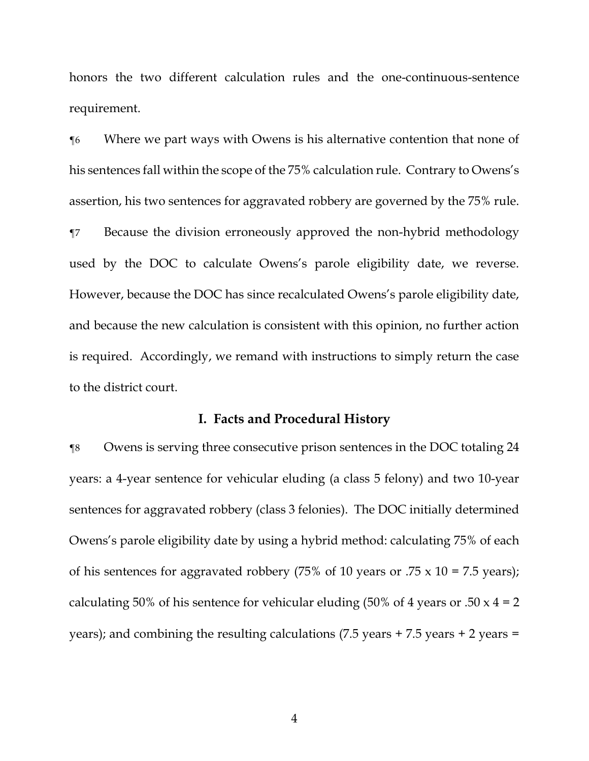honors the two different calculation rules and the one-continuous-sentence requirement.

¶6 Where we part ways with Owens is his alternative contention that none of his sentences fall within the scope of the 75% calculation rule. Contrary to Owens's assertion, his two sentences for aggravated robbery are governed by the 75% rule.

¶7 Because the division erroneously approved the non-hybrid methodology used by the DOC to calculate Owens's parole eligibility date, we reverse. However, because the DOC has since recalculated Owens's parole eligibility date, and because the new calculation is consistent with this opinion, no further action is required. Accordingly, we remand with instructions to simply return the case to the district court.

## I. Facts and Procedural History

¶8 Owens is serving three consecutive prison sentences in the DOC totaling 24 years: a 4-year sentence for vehicular eluding (a class 5 felony) and two 10-year sentences for aggravated robbery (class 3 felonies). The DOC initially determined Owens's parole eligibility date by using a hybrid method: calculating 75% of each of his sentences for aggravated robbery (75% of 10 years or .75 x 10 = 7.5 years); calculating 50% of his sentence for vehicular eluding (50% of 4 years or .50 x 4 = 2 years); and combining the resulting calculations (7.5 years + 7.5 years + 2 years =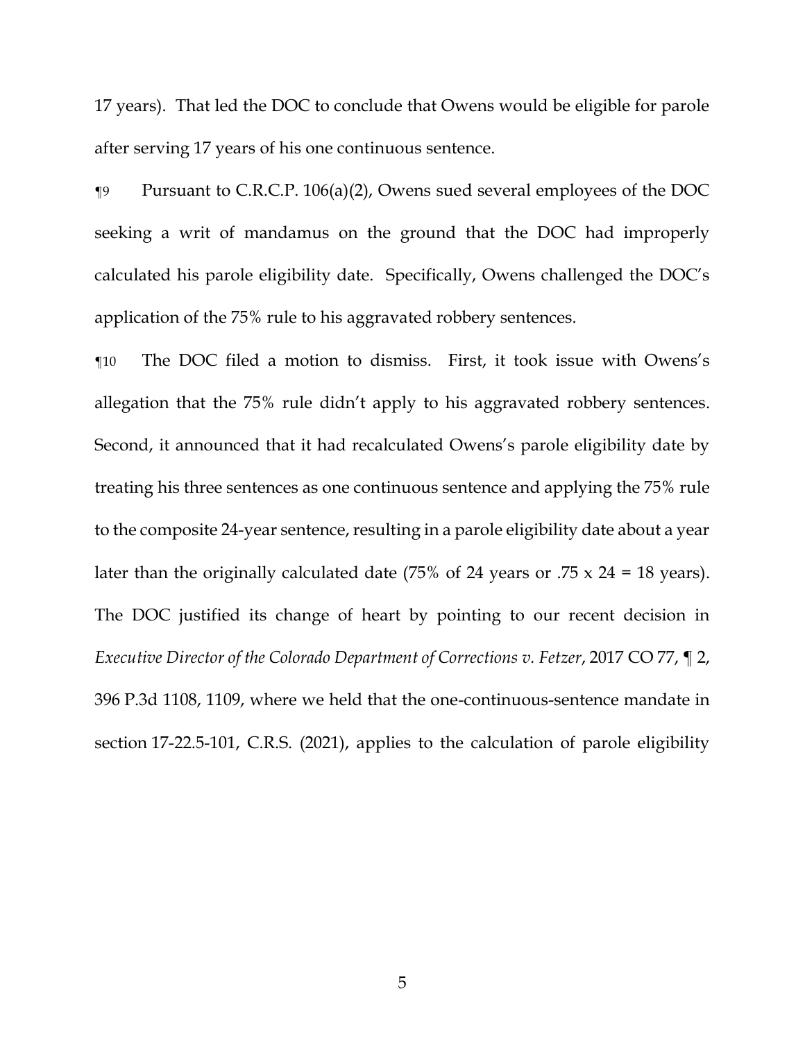17 years). That led the DOC to conclude that Owens would be eligible for parole after serving 17 years of his one continuous sentence.

¶9 Pursuant to C.R.C.P. 106(a)(2), Owens sued several employees of the DOC seeking a writ of mandamus on the ground that the DOC had improperly calculated his parole eligibility date. Specifically, Owens challenged the DOC's application of the 75% rule to his aggravated robbery sentences.

¶10 The DOC filed a motion to dismiss. First, it took issue with Owens's allegation that the 75% rule didn't apply to his aggravated robbery sentences. Second, it announced that it had recalculated Owens's parole eligibility date by treating his three sentences as one continuous sentence and applying the 75% rule to the composite 24-year sentence, resulting in a parole eligibility date about a year later than the originally calculated date (75% of 24 years or .75 x 24 = 18 years). The DOC justified its change of heart by pointing to our recent decision in *Executive Director of the Colorado Department of Corrections v. Fetzer*, 2017 CO 77, ¶ 2, 396 P.3d 1108, 1109, where we held that the one-continuous-sentence mandate in section 17-22.5-101, C.R.S. (2021), applies to the calculation of parole eligibility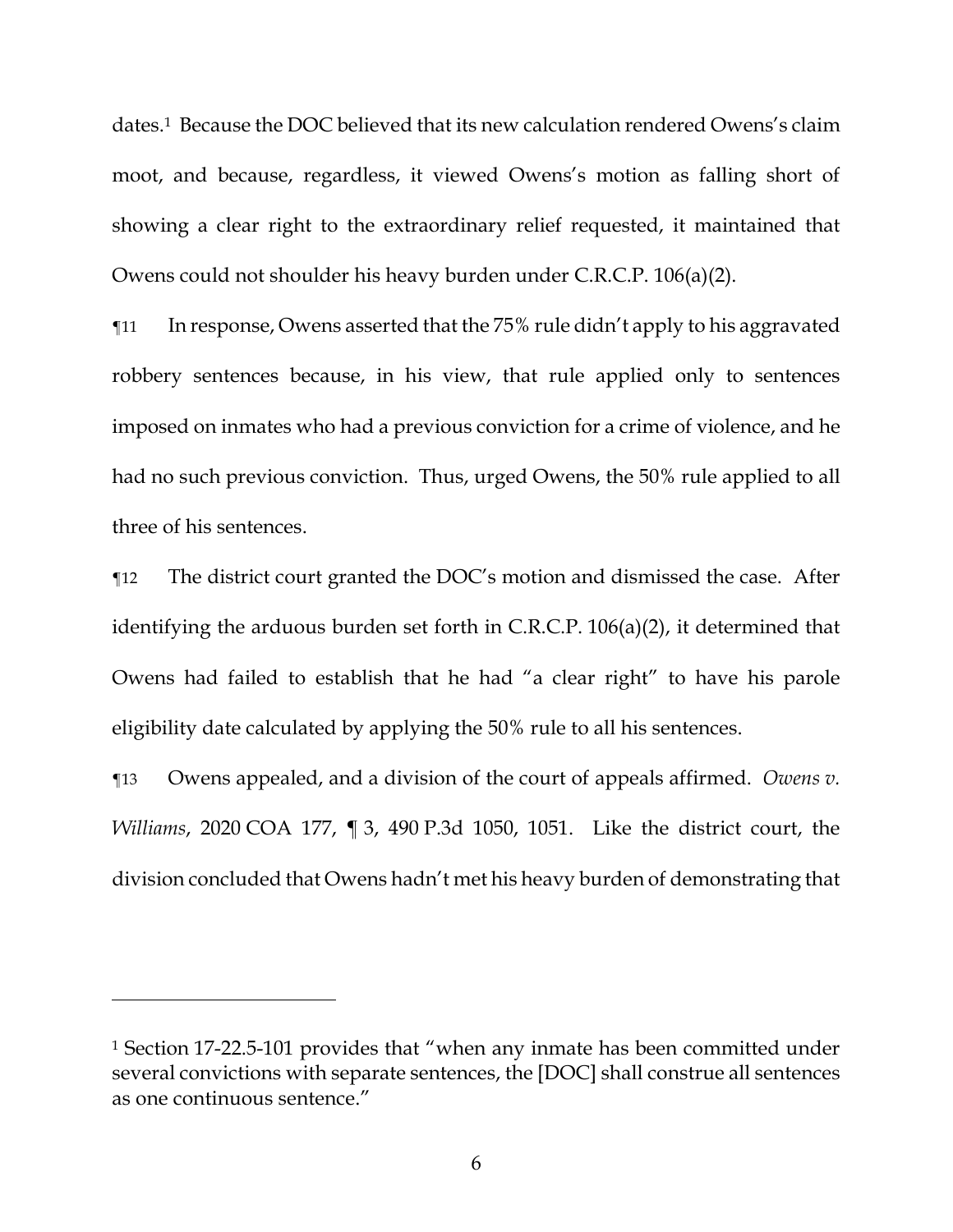dates.[1] Because the DOC believed that its new calculation rendered Owens's claim moot, and because, regardless, it viewed Owens's motion as falling short of showing a clear right to the extraordinary relief requested, it maintained that Owens could not shoulder his heavy burden under C.R.C.P. 106(a)(2).

¶11 In response, Owens asserted that the 75% rule didn't apply to his aggravated robbery sentences because, in his view, that rule applied only to sentences imposed on inmates who had a previous conviction for a crime of violence, and he had no such previous conviction. Thus, urged Owens, the 50% rule applied to all three of his sentences.

¶12 The district court granted the DOC's motion and dismissed the case. After identifying the arduous burden set forth in C.R.C.P. 106(a)(2), it determined that Owens had failed to establish that he had "a clear right" to have his parole eligibility date calculated by applying the 50% rule to all his sentences.

¶13 Owens appealed, and a division of the court of appeals affirmed. *Owens v. Williams*, 2020 COA 177, ¶ 3, 490 P.3d 1050, 1051. Like the district court, the division concluded that Owens hadn't met his heavy burden of demonstrating that

---

[1] Section 17-22.5-101 provides that "when any inmate has been committed under several convictions with separate sentences, the [DOC] shall construe all sentences as one continuous sentence."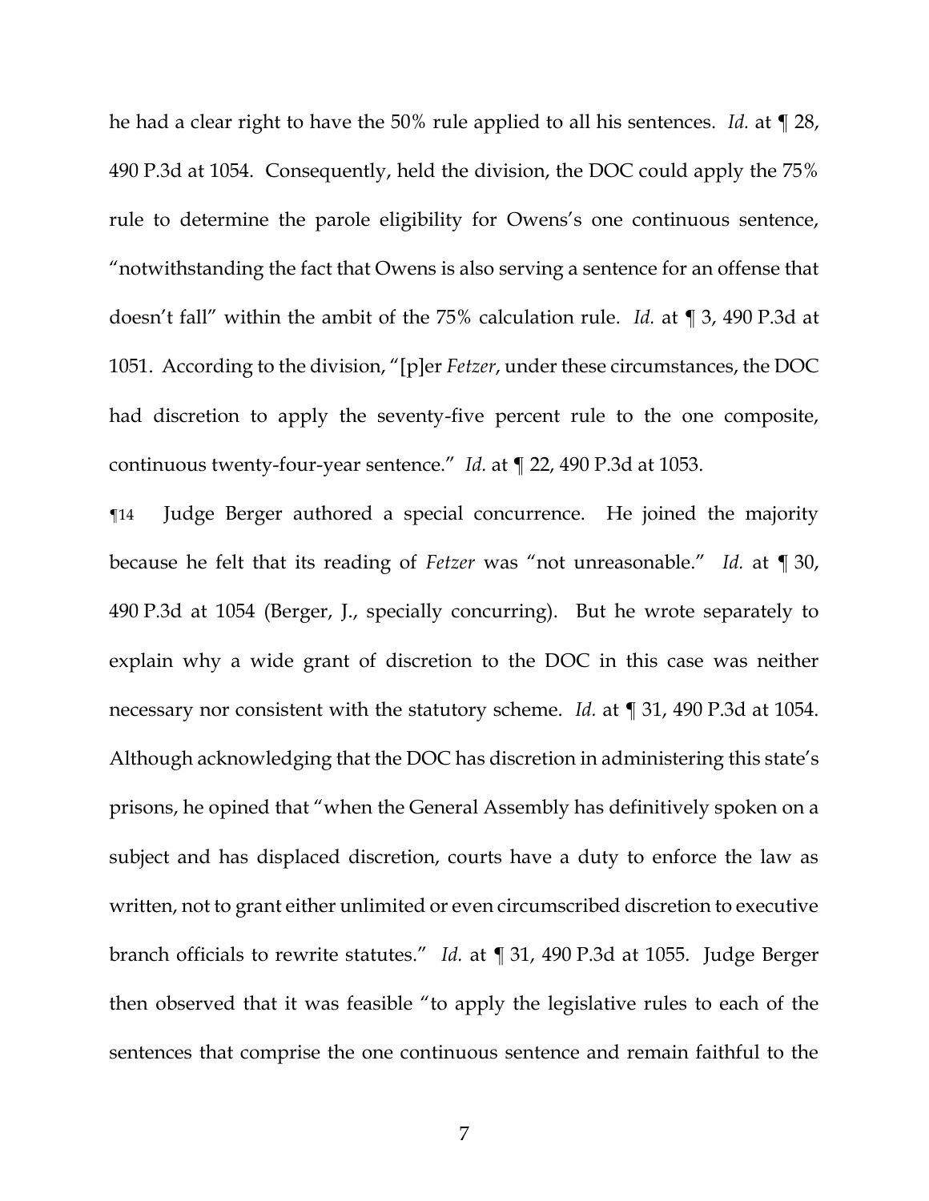he had a clear right to have the 50% rule applied to all his sentences. *Id.* at ¶ 28, 490 P.3d at 1054. Consequently, held the division, the DOC could apply the 75% rule to determine the parole eligibility for Owens's one continuous sentence, "notwithstanding the fact that Owens is also serving a sentence for an offense that doesn't fall" within the ambit of the 75% calculation rule. *Id.* at ¶ 3, 490 P.3d at 1051. According to the division, "[p]er *Fetzer*, under these circumstances, the DOC had discretion to apply the seventy-five percent rule to the one composite, continuous twenty-four-year sentence." *Id.* at ¶ 22, 490 P.3d at 1053.

¶14 Judge Berger authored a special concurrence. He joined the majority because he felt that its reading of *Fetzer* was "not unreasonable." *Id.* at ¶ 30, 490 P.3d at 1054 (Berger, J., specially concurring). But he wrote separately to explain why a wide grant of discretion to the DOC in this case was neither necessary nor consistent with the statutory scheme. *Id.* at ¶ 31, 490 P.3d at 1054. Although acknowledging that the DOC has discretion in administering this state's prisons, he opined that "when the General Assembly has definitively spoken on a subject and has displaced discretion, courts have a duty to enforce the law as written, not to grant either unlimited or even circumscribed discretion to executive branch officials to rewrite statutes." *Id.* at ¶ 31, 490 P.3d at 1055. Judge Berger then observed that it was feasible "to apply the legislative rules to each of the sentences that comprise the one continuous sentence and remain faithful to the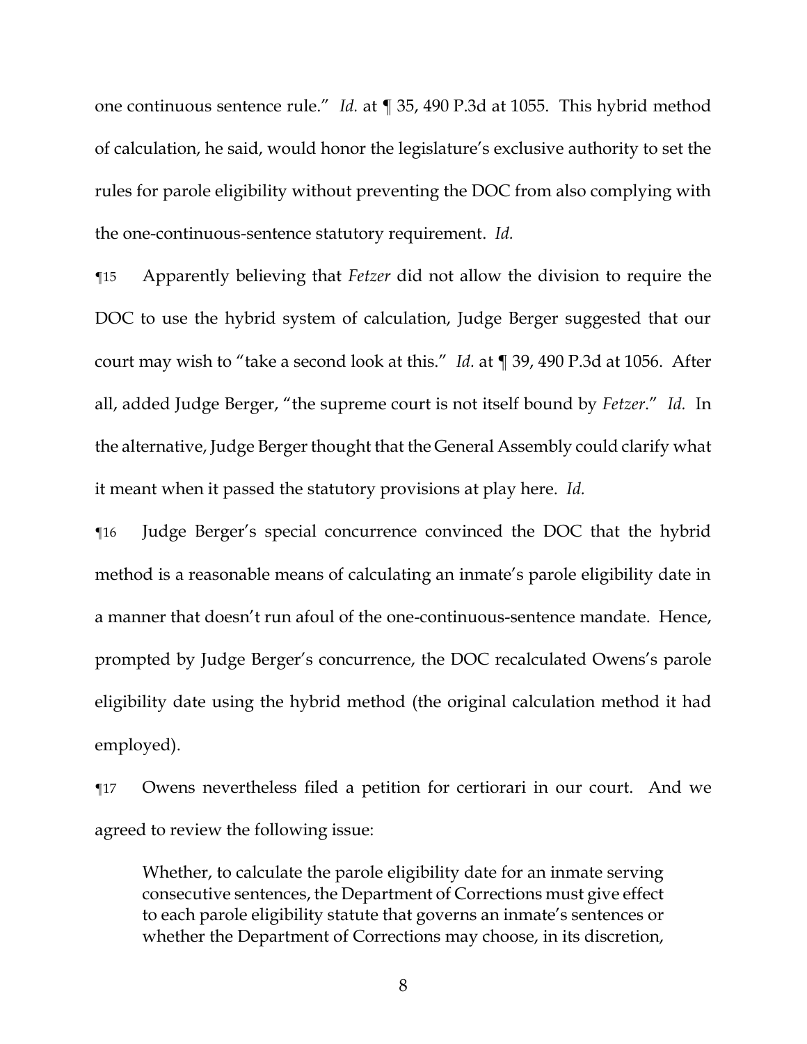one continuous sentence rule." *Id.* at ¶ 35, 490 P.3d at 1055. This hybrid method of calculation, he said, would honor the legislature's exclusive authority to set the rules for parole eligibility without preventing the DOC from also complying with the one-continuous-sentence statutory requirement. *Id.*

¶15 Apparently believing that *Fetzer* did not allow the division to require the DOC to use the hybrid system of calculation, Judge Berger suggested that our court may wish to "take a second look at this." *Id.* at ¶ 39, 490 P.3d at 1056. After all, added Judge Berger, "the supreme court is not itself bound by *Fetzer*." *Id.* In the alternative, Judge Berger thought that the General Assembly could clarify what it meant when it passed the statutory provisions at play here. *Id.*

¶16 Judge Berger's special concurrence convinced the DOC that the hybrid method is a reasonable means of calculating an inmate's parole eligibility date in a manner that doesn't run afoul of the one-continuous-sentence mandate. Hence, prompted by Judge Berger's concurrence, the DOC recalculated Owens's parole eligibility date using the hybrid method (the original calculation method it had employed).

¶17 Owens nevertheless filed a petition for certiorari in our court. And we agreed to review the following issue:

> Whether, to calculate the parole eligibility date for an inmate serving consecutive sentences, the Department of Corrections must give effect to each parole eligibility statute that governs an inmate's sentences or whether the Department of Corrections may choose, in its discretion,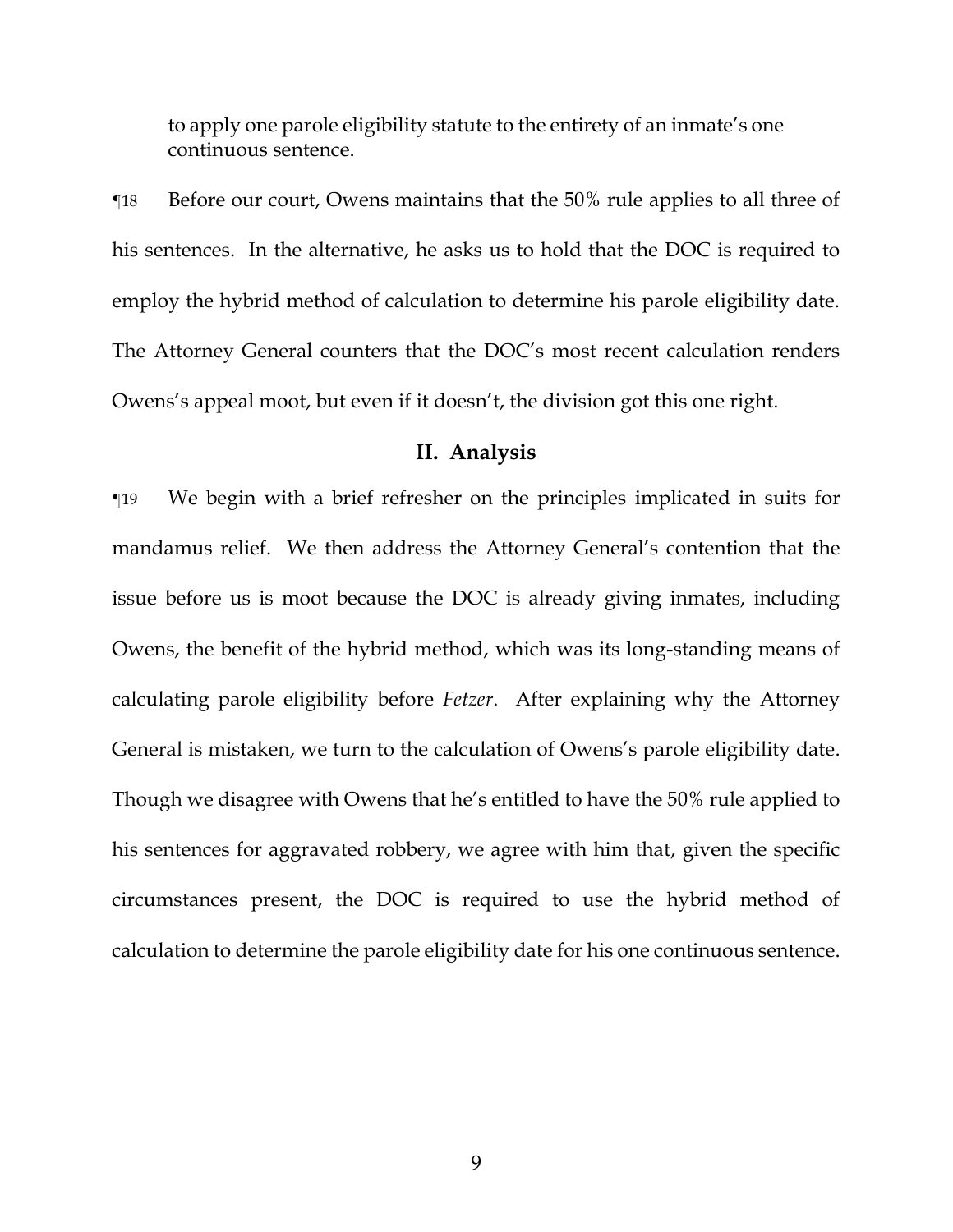to apply one parole eligibility statute to the entirety of an inmate's one continuous sentence.

¶18 Before our court, Owens maintains that the 50% rule applies to all three of his sentences. In the alternative, he asks us to hold that the DOC is required to employ the hybrid method of calculation to determine his parole eligibility date. The Attorney General counters that the DOC's most recent calculation renders Owens's appeal moot, but even if it doesn't, the division got this one right.

## II. Analysis

¶19 We begin with a brief refresher on the principles implicated in suits for mandamus relief. We then address the Attorney General's contention that the issue before us is moot because the DOC is already giving inmates, including Owens, the benefit of the hybrid method, which was its long-standing means of calculating parole eligibility before *Fetzer*. After explaining why the Attorney General is mistaken, we turn to the calculation of Owens's parole eligibility date. Though we disagree with Owens that he's entitled to have the 50% rule applied to his sentences for aggravated robbery, we agree with him that, given the specific circumstances present, the DOC is required to use the hybrid method of calculation to determine the parole eligibility date for his one continuous sentence.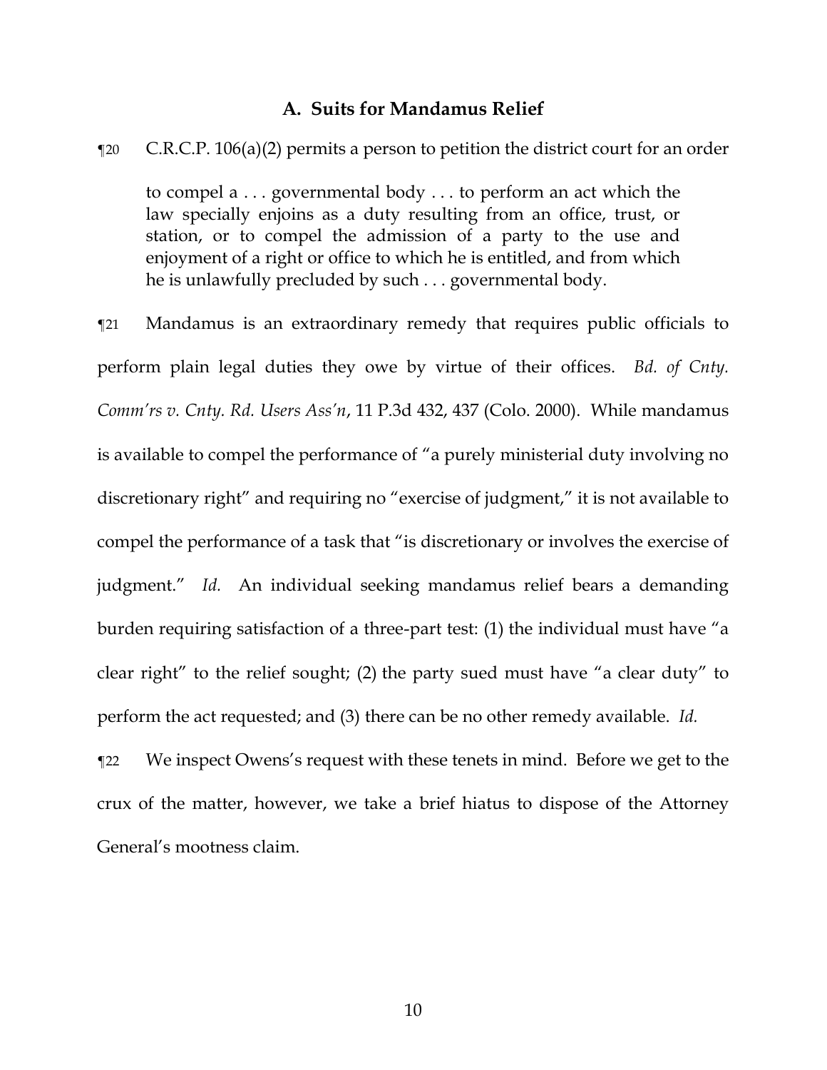### A. Suits for Mandamus Relief

¶20 C.R.C.P. 106(a)(2) permits a person to petition the district court for an order

> to compel a . . . governmental body . . . to perform an act which the law specially enjoins as a duty resulting from an office, trust, or station, or to compel the admission of a party to the use and enjoyment of a right or office to which he is entitled, and from which he is unlawfully precluded by such . . . governmental body.

¶21 Mandamus is an extraordinary remedy that requires public officials to perform plain legal duties they owe by virtue of their offices. *Bd. of Cnty. Comm'rs v. Cnty. Rd. Users Ass'n*, 11 P.3d 432, 437 (Colo. 2000). While mandamus is available to compel the performance of "a purely ministerial duty involving no discretionary right" and requiring no "exercise of judgment," it is not available to compel the performance of a task that "is discretionary or involves the exercise of judgment." *Id.* An individual seeking mandamus relief bears a demanding burden requiring satisfaction of a three-part test: (1) the individual must have "a clear right" to the relief sought; (2) the party sued must have "a clear duty" to perform the act requested; and (3) there can be no other remedy available. *Id.*

¶22 We inspect Owens's request with these tenets in mind. Before we get to the crux of the matter, however, we take a brief hiatus to dispose of the Attorney General's mootness claim.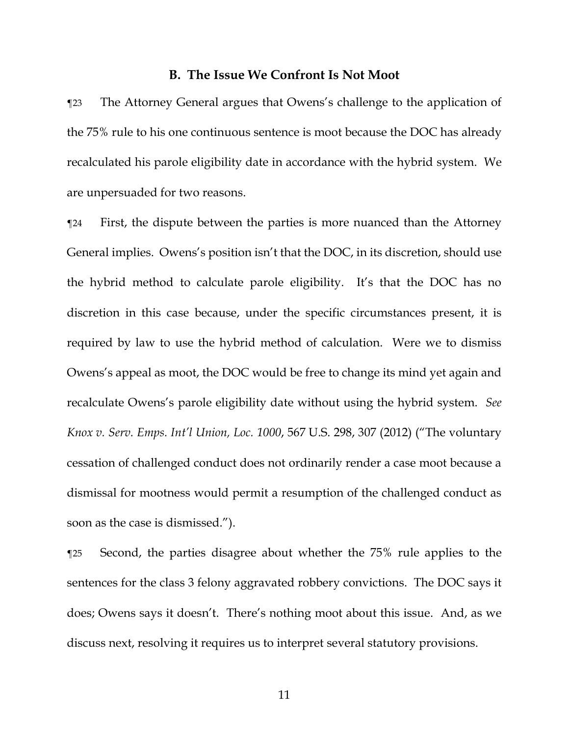## B. The Issue We Confront Is Not Moot

¶23 The Attorney General argues that Owens's challenge to the application of the 75% rule to his one continuous sentence is moot because the DOC has already recalculated his parole eligibility date in accordance with the hybrid system. We are unpersuaded for two reasons.

¶24 First, the dispute between the parties is more nuanced than the Attorney General implies. Owens's position isn't that the DOC, in its discretion, should use the hybrid method to calculate parole eligibility. It's that the DOC has no discretion in this case because, under the specific circumstances present, it is required by law to use the hybrid method of calculation. Were we to dismiss Owens's appeal as moot, the DOC would be free to change its mind yet again and recalculate Owens's parole eligibility date without using the hybrid system. *See Knox v. Serv. Emps. Int'l Union, Loc. 1000*, 567 U.S. 298, 307 (2012) ("The voluntary cessation of challenged conduct does not ordinarily render a case moot because a dismissal for mootness would permit a resumption of the challenged conduct as soon as the case is dismissed.").

¶25 Second, the parties disagree about whether the 75% rule applies to the sentences for the class 3 felony aggravated robbery convictions. The DOC says it does; Owens says it doesn't. There's nothing moot about this issue. And, as we discuss next, resolving it requires us to interpret several statutory provisions.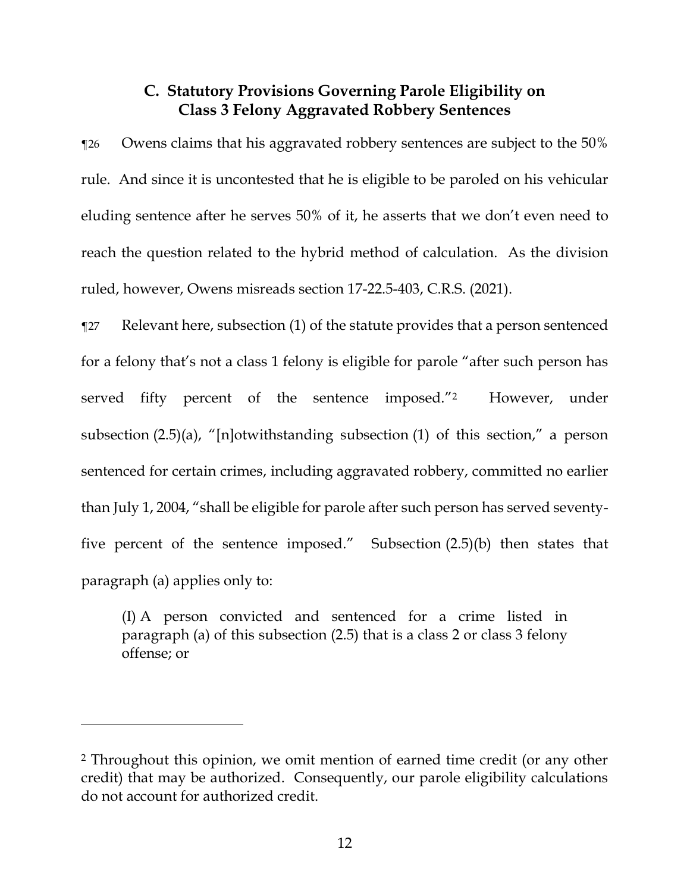## C. Statutory Provisions Governing Parole Eligibility on Class 3 Felony Aggravated Robbery Sentences

¶26 Owens claims that his aggravated robbery sentences are subject to the 50% rule. And since it is uncontested that he is eligible to be paroled on his vehicular eluding sentence after he serves 50% of it, he asserts that we don't even need to reach the question related to the hybrid method of calculation. As the division ruled, however, Owens misreads section 17-22.5-403, C.R.S. (2021).

¶27 Relevant here, subsection (1) of the statute provides that a person sentenced for a felony that's not a class 1 felony is eligible for parole "after such person has served fifty percent of the sentence imposed."[2] However, under subsection (2.5)(a), "[n]otwithstanding subsection (1) of this section," a person sentenced for certain crimes, including aggravated robbery, committed no earlier than July 1, 2004, "shall be eligible for parole after such person has served seventy-five percent of the sentence imposed." Subsection (2.5)(b) then states that paragraph (a) applies only to:

> (I) A person convicted and sentenced for a crime listed in paragraph (a) of this subsection (2.5) that is a class 2 or class 3 felony offense; or

---

[2] Throughout this opinion, we omit mention of earned time credit (or any other credit) that may be authorized. Consequently, our parole eligibility calculations do not account for authorized credit.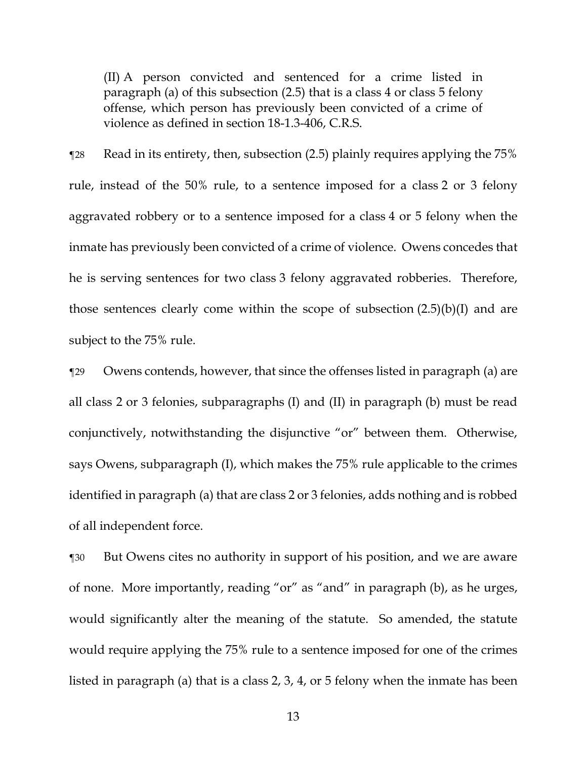> (II) A person convicted and sentenced for a crime listed in paragraph (a) of this subsection (2.5) that is a class 4 or class 5 felony offense, which person has previously been convicted of a crime of violence as defined in section 18-1.3-406, C.R.S.

¶28 Read in its entirety, then, subsection (2.5) plainly requires applying the 75% rule, instead of the 50% rule, to a sentence imposed for a class 2 or 3 felony aggravated robbery or to a sentence imposed for a class 4 or 5 felony when the inmate has previously been convicted of a crime of violence. Owens concedes that he is serving sentences for two class 3 felony aggravated robberies. Therefore, those sentences clearly come within the scope of subsection (2.5)(b)(I) and are subject to the 75% rule.

¶29 Owens contends, however, that since the offenses listed in paragraph (a) are all class 2 or 3 felonies, subparagraphs (I) and (II) in paragraph (b) must be read conjunctively, notwithstanding the disjunctive "or" between them. Otherwise, says Owens, subparagraph (I), which makes the 75% rule applicable to the crimes identified in paragraph (a) that are class 2 or 3 felonies, adds nothing and is robbed of all independent force.

¶30 But Owens cites no authority in support of his position, and we are aware of none. More importantly, reading "or" as "and" in paragraph (b), as he urges, would significantly alter the meaning of the statute. So amended, the statute would require applying the 75% rule to a sentence imposed for one of the crimes listed in paragraph (a) that is a class 2, 3, 4, or 5 felony when the inmate has been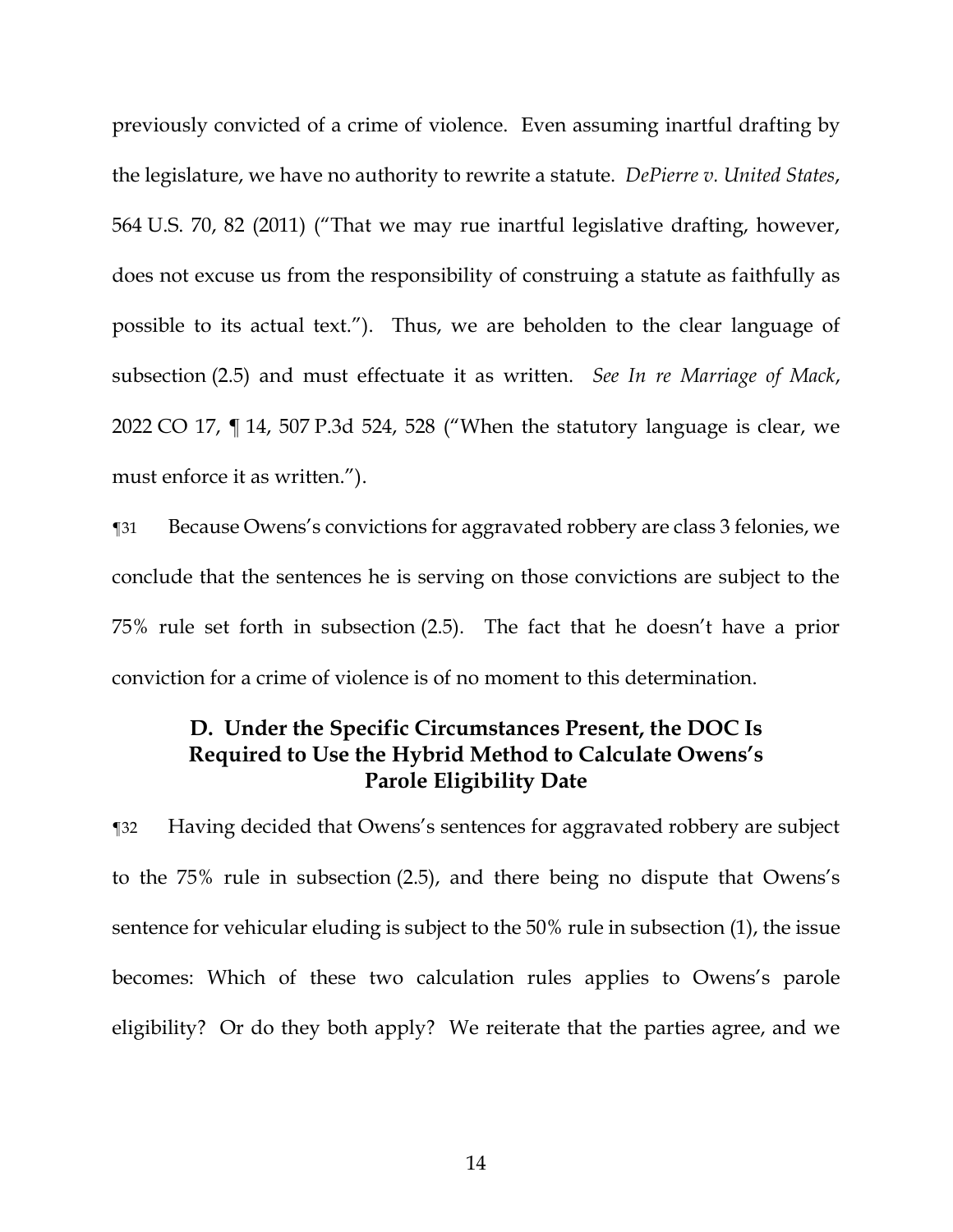previously convicted of a crime of violence. Even assuming inartful drafting by the legislature, we have no authority to rewrite a statute. *DePierre v. United States*, 564 U.S. 70, 82 (2011) ("That we may rue inartful legislative drafting, however, does not excuse us from the responsibility of construing a statute as faithfully as possible to its actual text."). Thus, we are beholden to the clear language of subsection (2.5) and must effectuate it as written. *See In re Marriage of Mack*, 2022 CO 17, ¶ 14, 507 P.3d 524, 528 ("When the statutory language is clear, we must enforce it as written.").

¶31 Because Owens's convictions for aggravated robbery are class 3 felonies, we conclude that the sentences he is serving on those convictions are subject to the 75% rule set forth in subsection (2.5). The fact that he doesn't have a prior conviction for a crime of violence is of no moment to this determination.

### D. Under the Specific Circumstances Present, the DOC Is Required to Use the Hybrid Method to Calculate Owens's Parole Eligibility Date

¶32 Having decided that Owens's sentences for aggravated robbery are subject to the 75% rule in subsection (2.5), and there being no dispute that Owens's sentence for vehicular eluding is subject to the 50% rule in subsection (1), the issue becomes: Which of these two calculation rules applies to Owens's parole eligibility? Or do they both apply? We reiterate that the parties agree, and we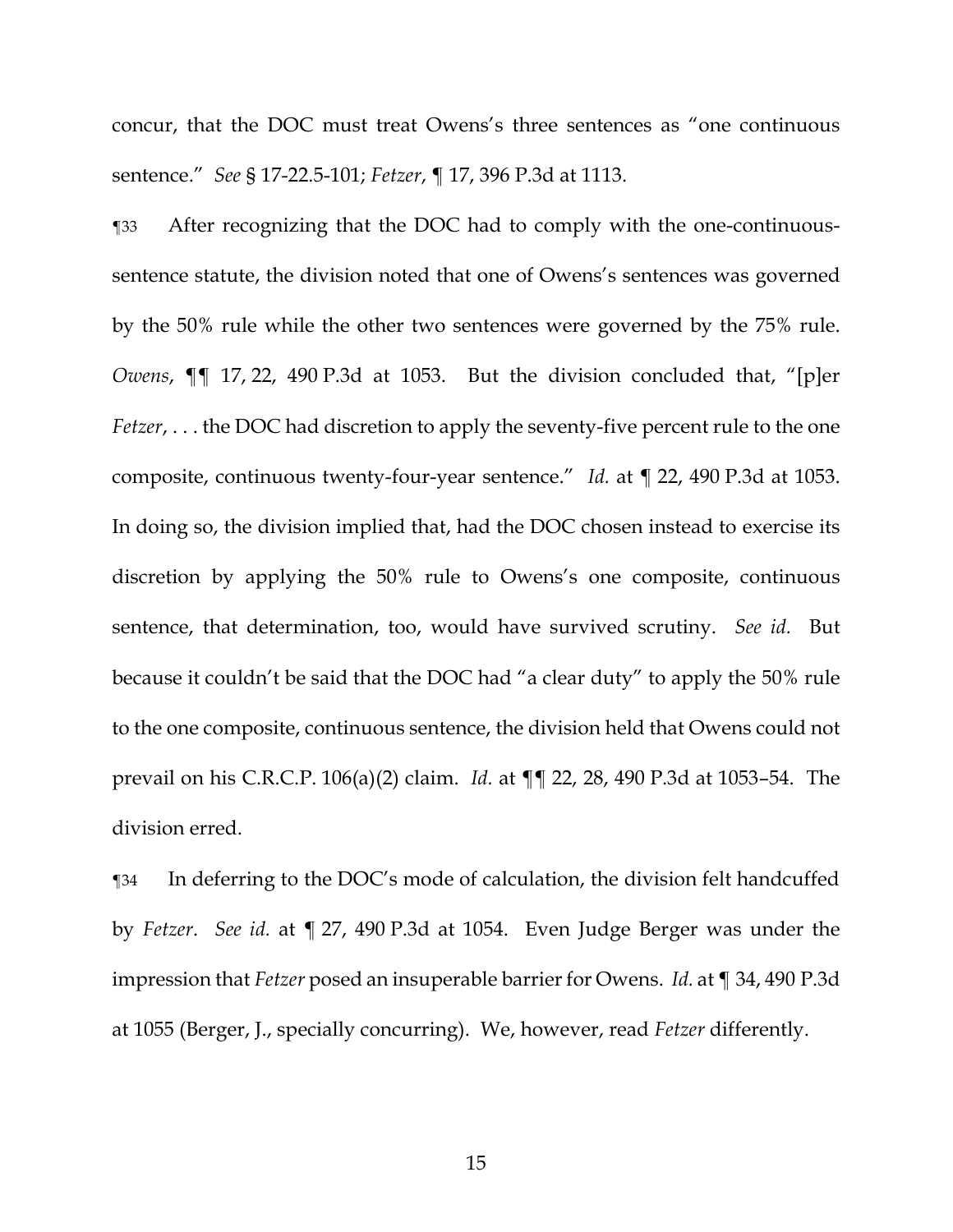concur, that the DOC must treat Owens's three sentences as "one continuous sentence." *See* § 17-22.5-101; *Fetzer*, ¶ 17, 396 P.3d at 1113.

¶33 After recognizing that the DOC had to comply with the one-continuous-sentence statute, the division noted that one of Owens's sentences was governed by the 50% rule while the other two sentences were governed by the 75% rule. *Owens*, ¶¶ 17, 22, 490 P.3d at 1053. But the division concluded that, "[p]er *Fetzer*, . . . the DOC had discretion to apply the seventy-five percent rule to the one composite, continuous twenty-four-year sentence." *Id.* at ¶ 22, 490 P.3d at 1053. In doing so, the division implied that, had the DOC chosen instead to exercise its discretion by applying the 50% rule to Owens's one composite, continuous sentence, that determination, too, would have survived scrutiny. *See id.* But because it couldn't be said that the DOC had "a clear duty" to apply the 50% rule to the one composite, continuous sentence, the division held that Owens could not prevail on his C.R.C.P. 106(a)(2) claim. *Id.* at ¶¶ 22, 28, 490 P.3d at 1053–54. The division erred.

¶34 In deferring to the DOC's mode of calculation, the division felt handcuffed by *Fetzer*. *See id.* at ¶ 27, 490 P.3d at 1054. Even Judge Berger was under the impression that *Fetzer* posed an insuperable barrier for Owens. *Id.* at ¶ 34, 490 P.3d at 1055 (Berger, J., specially concurring). We, however, read *Fetzer* differently.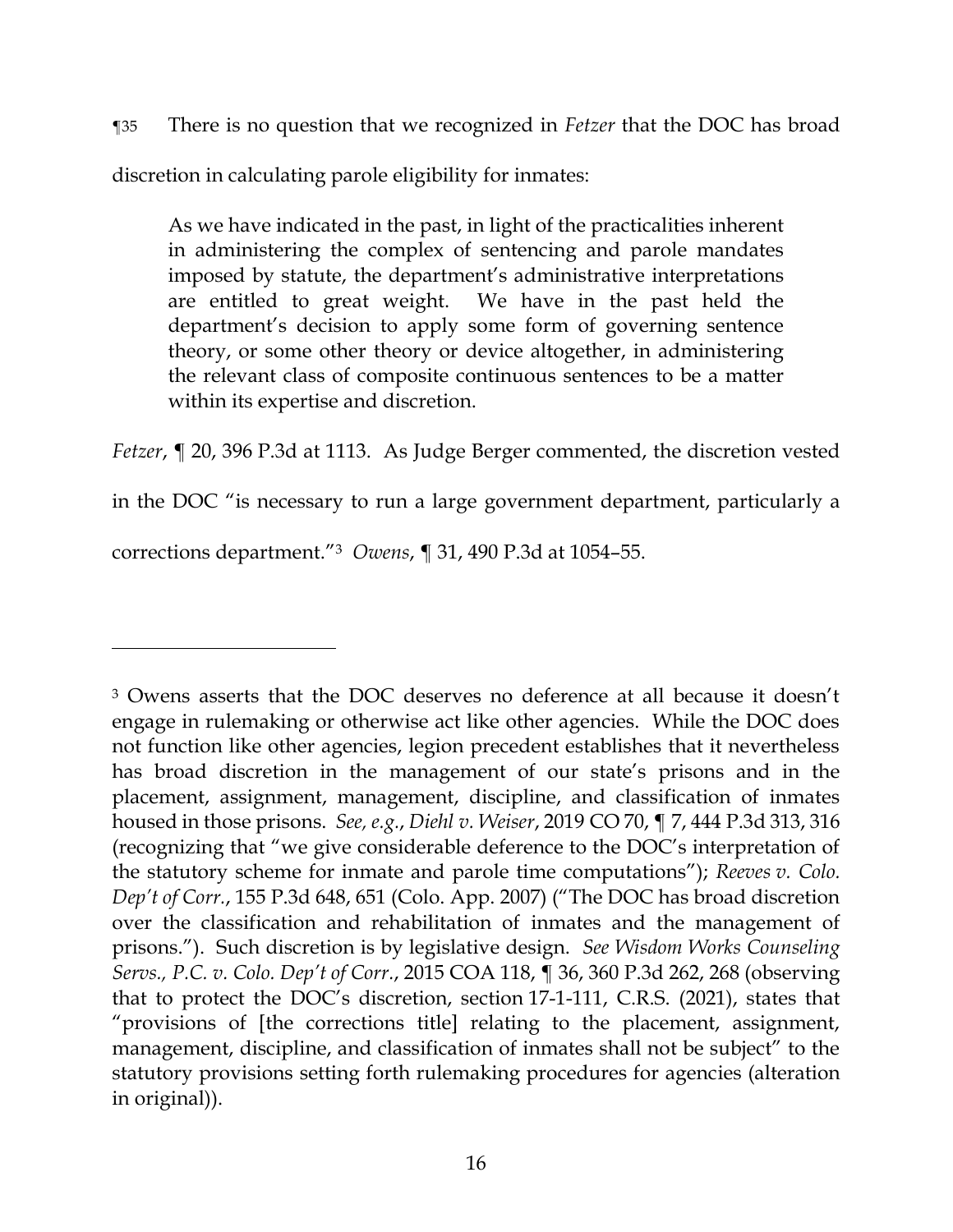¶35 There is no question that we recognized in *Fetzer* that the DOC has broad discretion in calculating parole eligibility for inmates:

> As we have indicated in the past, in light of the practicalities inherent in administering the complex of sentencing and parole mandates imposed by statute, the department's administrative interpretations are entitled to great weight. We have in the past held the department's decision to apply some form of governing sentence theory, or some other theory or device altogether, in administering the relevant class of composite continuous sentences to be a matter within its expertise and discretion.

*Fetzer*, ¶ 20, 396 P.3d at 1113. As Judge Berger commented, the discretion vested in the DOC "is necessary to run a large government department, particularly a corrections department."[3] *Owens*, ¶ 31, 490 P.3d at 1054–55.

---

[3] Owens asserts that the DOC deserves no deference at all because it doesn't engage in rulemaking or otherwise act like other agencies. While the DOC does not function like other agencies, legion precedent establishes that it nevertheless has broad discretion in the management of our state's prisons and in the placement, assignment, management, discipline, and classification of inmates housed in those prisons. *See, e.g.*, *Diehl v. Weiser*, 2019 CO 70, ¶ 7, 444 P.3d 313, 316 (recognizing that "we give considerable deference to the DOC's interpretation of the statutory scheme for inmate and parole time computations"); *Reeves v. Colo. Dep't of Corr.*, 155 P.3d 648, 651 (Colo. App. 2007) ("The DOC has broad discretion over the classification and rehabilitation of inmates and the management of prisons."). Such discretion is by legislative design. *See Wisdom Works Counseling Servs., P.C. v. Colo. Dep't of Corr.*, 2015 COA 118, ¶ 36, 360 P.3d 262, 268 (observing that to protect the DOC's discretion, section 17-1-111, C.R.S. (2021), states that "provisions of [the corrections title] relating to the placement, assignment, management, discipline, and classification of inmates shall not be subject" to the statutory provisions setting forth rulemaking procedures for agencies (alteration in original)).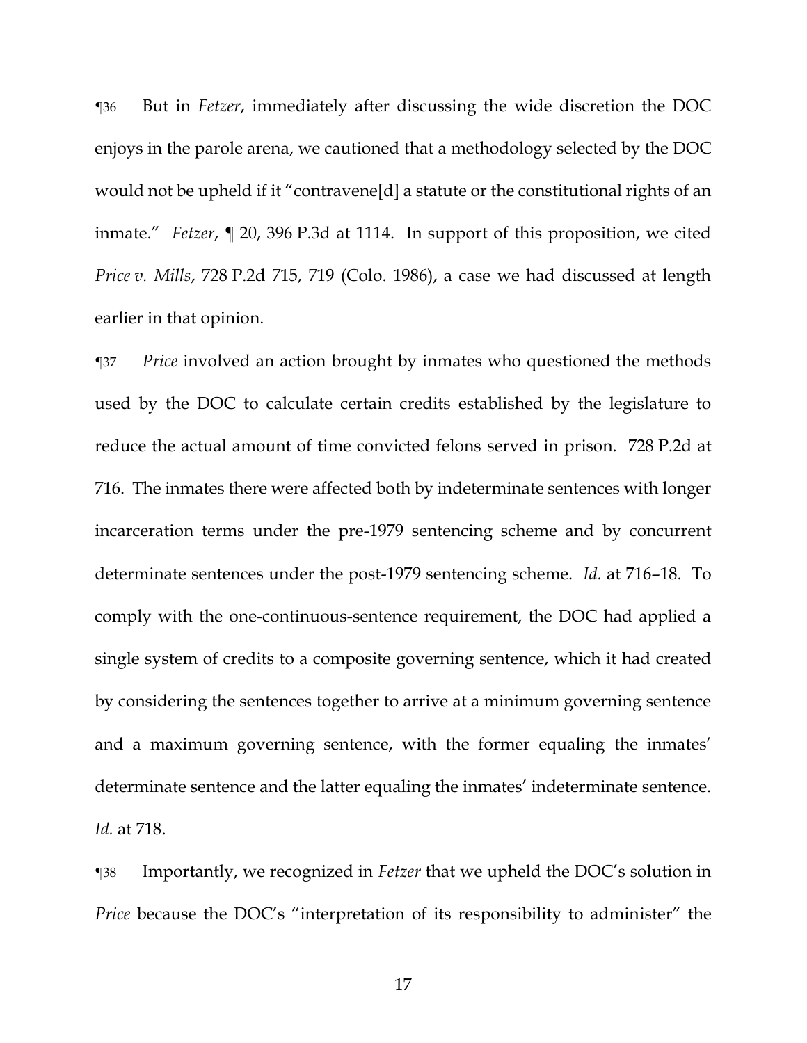¶36 But in *Fetzer*, immediately after discussing the wide discretion the DOC enjoys in the parole arena, we cautioned that a methodology selected by the DOC would not be upheld if it "contravene[d] a statute or the constitutional rights of an inmate." *Fetzer*, ¶ 20, 396 P.3d at 1114. In support of this proposition, we cited *Price v. Mills*, 728 P.2d 715, 719 (Colo. 1986), a case we had discussed at length earlier in that opinion.

¶37 *Price* involved an action brought by inmates who questioned the methods used by the DOC to calculate certain credits established by the legislature to reduce the actual amount of time convicted felons served in prison. 728 P.2d at 716. The inmates there were affected both by indeterminate sentences with longer incarceration terms under the pre-1979 sentencing scheme and by concurrent determinate sentences under the post-1979 sentencing scheme. *Id.* at 716–18. To comply with the one-continuous-sentence requirement, the DOC had applied a single system of credits to a composite governing sentence, which it had created by considering the sentences together to arrive at a minimum governing sentence and a maximum governing sentence, with the former equaling the inmates' determinate sentence and the latter equaling the inmates' indeterminate sentence. *Id.* at 718.

¶38 Importantly, we recognized in *Fetzer* that we upheld the DOC's solution in *Price* because the DOC's "interpretation of its responsibility to administer" the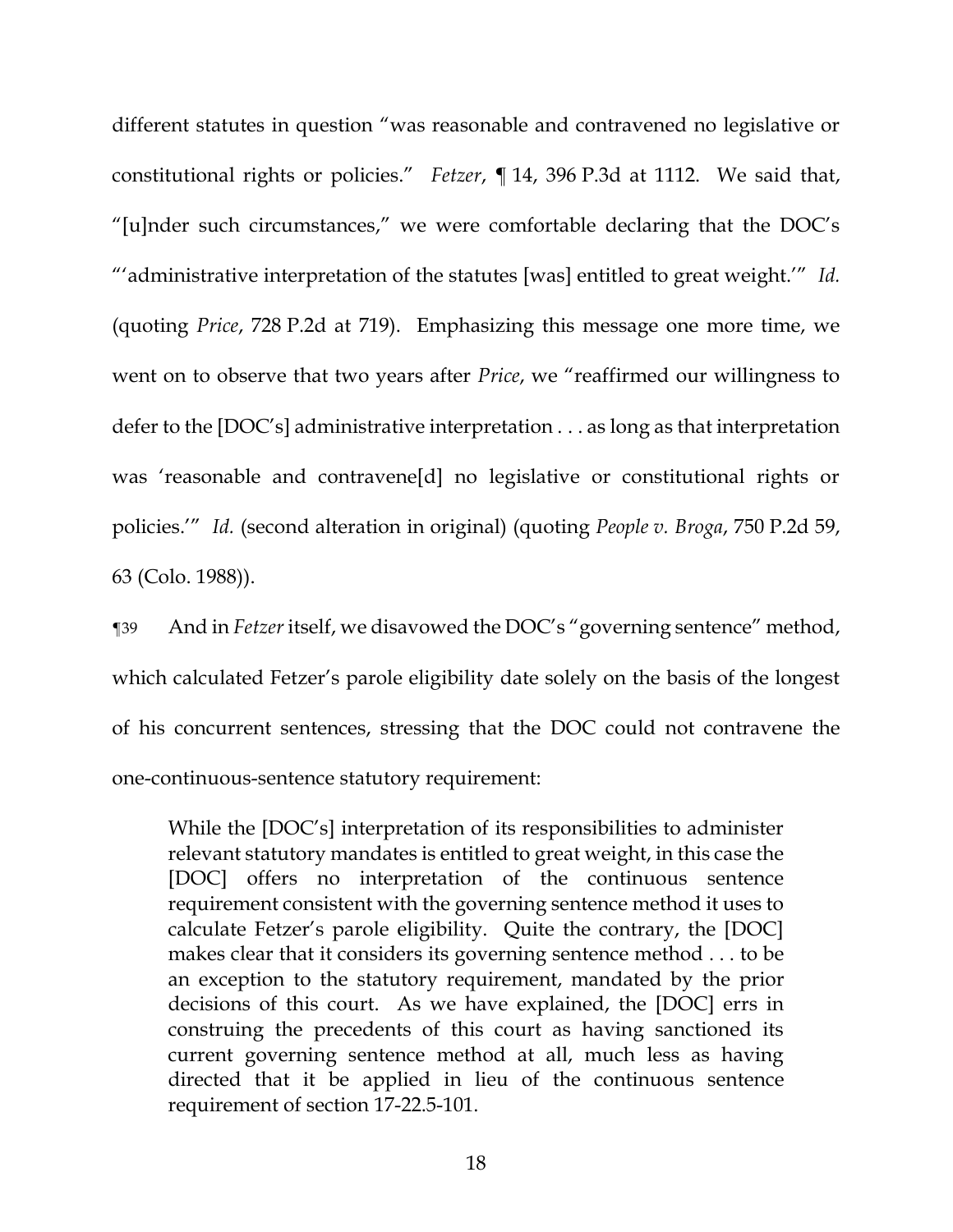different statutes in question "was reasonable and contravened no legislative or constitutional rights or policies." *Fetzer*, ¶ 14, 396 P.3d at 1112. We said that, "[u]nder such circumstances," we were comfortable declaring that the DOC's "'administrative interpretation of the statutes [was] entitled to great weight.'" *Id.* (quoting *Price*, 728 P.2d at 719). Emphasizing this message one more time, we went on to observe that two years after *Price*, we "reaffirmed our willingness to defer to the [DOC's] administrative interpretation . . . as long as that interpretation was 'reasonable and contravene[d] no legislative or constitutional rights or policies.'" *Id.* (second alteration in original) (quoting *People v. Broga*, 750 P.2d 59, 63 (Colo. 1988)).

¶39 And in *Fetzer* itself, we disavowed the DOC's "governing sentence" method, which calculated Fetzer's parole eligibility date solely on the basis of the longest of his concurrent sentences, stressing that the DOC could not contravene the one-continuous-sentence statutory requirement:

> While the [DOC's] interpretation of its responsibilities to administer relevant statutory mandates is entitled to great weight, in this case the [DOC] offers no interpretation of the continuous sentence requirement consistent with the governing sentence method it uses to calculate Fetzer's parole eligibility. Quite the contrary, the [DOC] makes clear that it considers its governing sentence method . . . to be an exception to the statutory requirement, mandated by the prior decisions of this court. As we have explained, the [DOC] errs in construing the precedents of this court as having sanctioned its current governing sentence method at all, much less as having directed that it be applied in lieu of the continuous sentence requirement of section 17-22.5-101.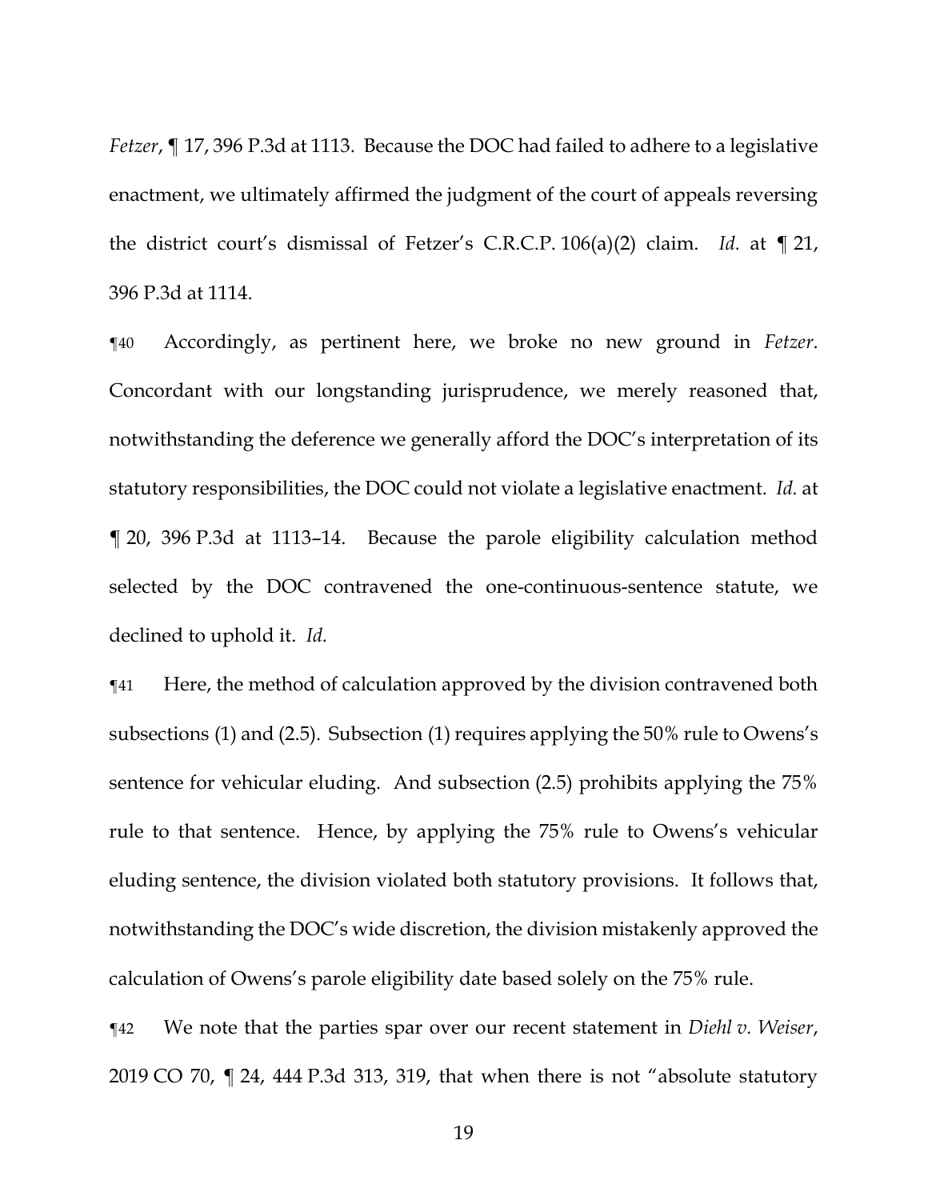*Fetzer*, ¶ 17, 396 P.3d at 1113. Because the DOC had failed to adhere to a legislative enactment, we ultimately affirmed the judgment of the court of appeals reversing the district court's dismissal of Fetzer's C.R.C.P. 106(a)(2) claim. *Id.* at ¶ 21, 396 P.3d at 1114.

¶40 Accordingly, as pertinent here, we broke no new ground in *Fetzer*. Concordant with our longstanding jurisprudence, we merely reasoned that, notwithstanding the deference we generally afford the DOC's interpretation of its statutory responsibilities, the DOC could not violate a legislative enactment. *Id.* at ¶ 20, 396 P.3d at 1113–14. Because the parole eligibility calculation method selected by the DOC contravened the one-continuous-sentence statute, we declined to uphold it. *Id.*

¶41 Here, the method of calculation approved by the division contravened both subsections (1) and (2.5). Subsection (1) requires applying the 50% rule to Owens's sentence for vehicular eluding. And subsection (2.5) prohibits applying the 75% rule to that sentence. Hence, by applying the 75% rule to Owens's vehicular eluding sentence, the division violated both statutory provisions. It follows that, notwithstanding the DOC's wide discretion, the division mistakenly approved the calculation of Owens's parole eligibility date based solely on the 75% rule.

¶42 We note that the parties spar over our recent statement in *Diehl v. Weiser*, 2019 CO 70, ¶ 24, 444 P.3d 313, 319, that when there is not "absolute statutory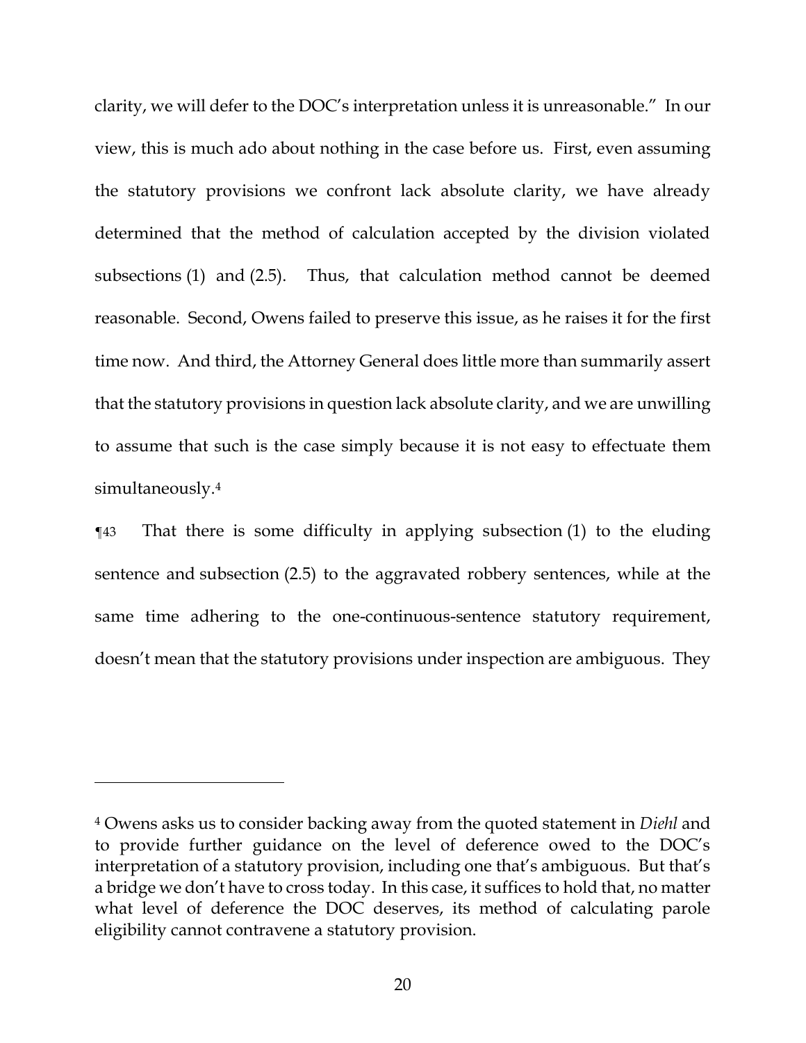clarity, we will defer to the DOC's interpretation unless it is unreasonable." In our view, this is much ado about nothing in the case before us. First, even assuming the statutory provisions we confront lack absolute clarity, we have already determined that the method of calculation accepted by the division violated subsections (1) and (2.5). Thus, that calculation method cannot be deemed reasonable. Second, Owens failed to preserve this issue, as he raises it for the first time now. And third, the Attorney General does little more than summarily assert that the statutory provisions in question lack absolute clarity, and we are unwilling to assume that such is the case simply because it is not easy to effectuate them simultaneously.[4]

¶43 That there is some difficulty in applying subsection (1) to the eluding sentence and subsection (2.5) to the aggravated robbery sentences, while at the same time adhering to the one-continuous-sentence statutory requirement, doesn't mean that the statutory provisions under inspection are ambiguous. They

---

[4] Owens asks us to consider backing away from the quoted statement in *Diehl* and to provide further guidance on the level of deference owed to the DOC's interpretation of a statutory provision, including one that's ambiguous. But that's a bridge we don't have to cross today. In this case, it suffices to hold that, no matter what level of deference the DOC deserves, its method of calculating parole eligibility cannot contravene a statutory provision.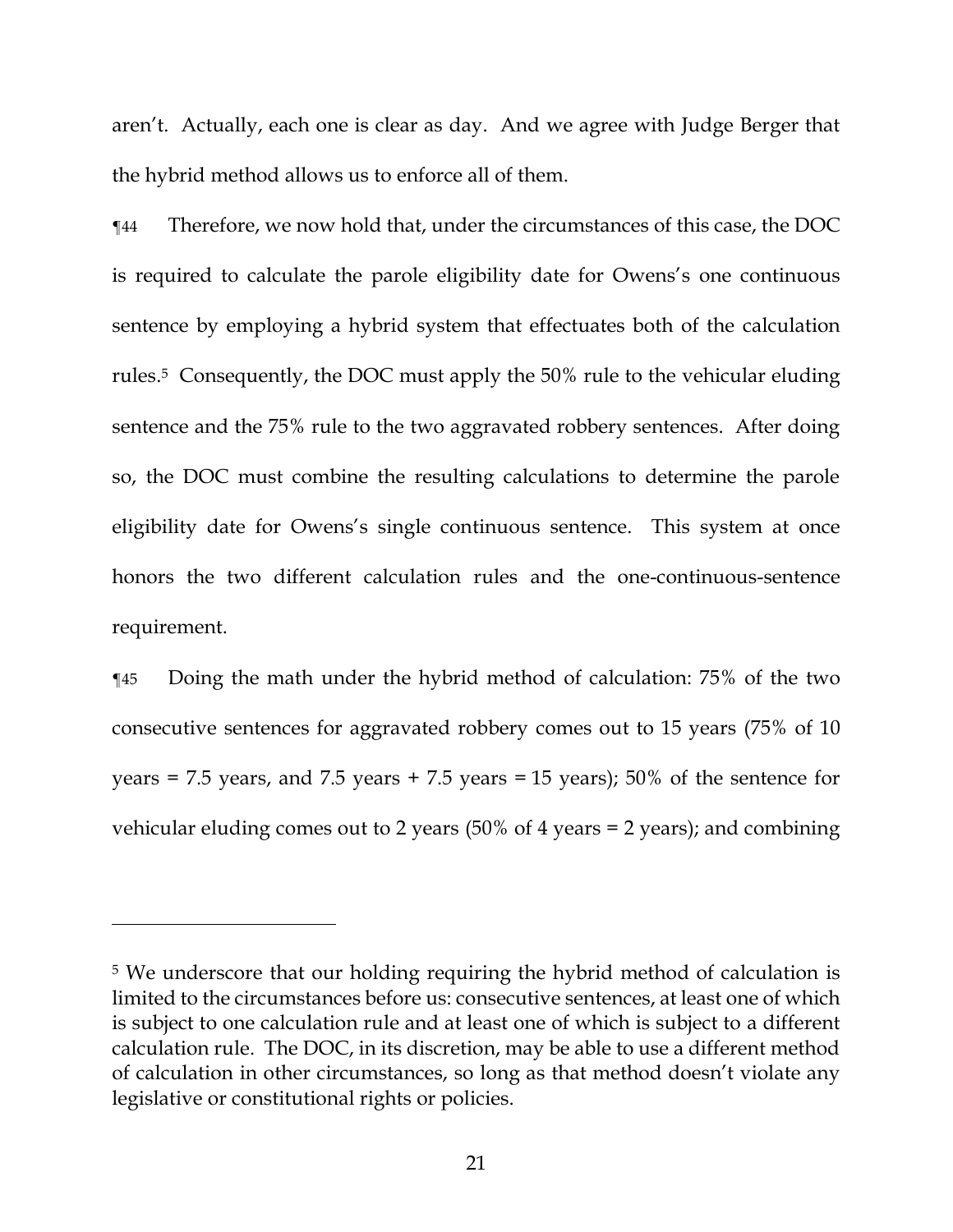aren't. Actually, each one is clear as day. And we agree with Judge Berger that the hybrid method allows us to enforce all of them.

¶44 Therefore, we now hold that, under the circumstances of this case, the DOC is required to calculate the parole eligibility date for Owens's one continuous sentence by employing a hybrid system that effectuates both of the calculation rules.[5] Consequently, the DOC must apply the 50% rule to the vehicular eluding sentence and the 75% rule to the two aggravated robbery sentences. After doing so, the DOC must combine the resulting calculations to determine the parole eligibility date for Owens's single continuous sentence. This system at once honors the two different calculation rules and the one-continuous-sentence requirement.

¶45 Doing the math under the hybrid method of calculation: 75% of the two consecutive sentences for aggravated robbery comes out to 15 years (75% of 10 years = 7.5 years, and 7.5 years + 7.5 years = 15 years); 50% of the sentence for vehicular eluding comes out to 2 years (50% of 4 years = 2 years); and combining

---

[5] We underscore that our holding requiring the hybrid method of calculation is limited to the circumstances before us: consecutive sentences, at least one of which is subject to one calculation rule and at least one of which is subject to a different calculation rule. The DOC, in its discretion, may be able to use a different method of calculation in other circumstances, so long as that method doesn't violate any legislative or constitutional rights or policies.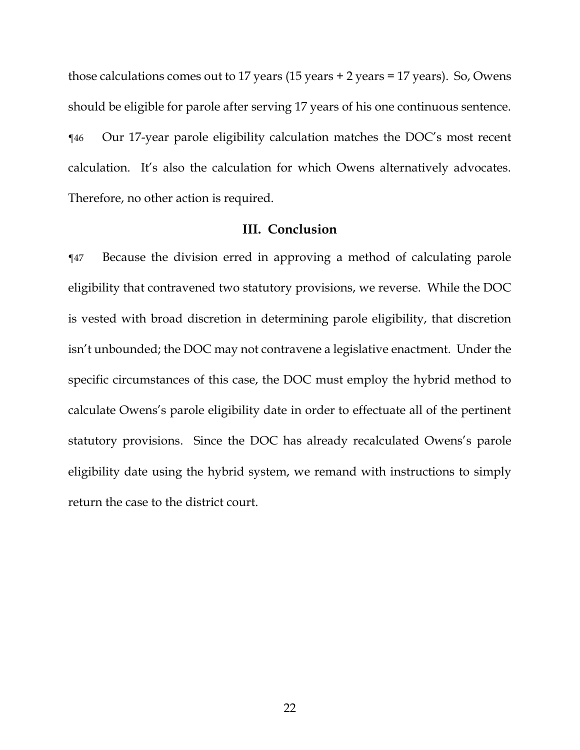those calculations comes out to 17 years (15 years + 2 years = 17 years). So, Owens should be eligible for parole after serving 17 years of his one continuous sentence.

¶46 Our 17-year parole eligibility calculation matches the DOC's most recent calculation. It's also the calculation for which Owens alternatively advocates. Therefore, no other action is required.

## III. Conclusion

¶47 Because the division erred in approving a method of calculating parole eligibility that contravened two statutory provisions, we reverse. While the DOC is vested with broad discretion in determining parole eligibility, that discretion isn't unbounded; the DOC may not contravene a legislative enactment. Under the specific circumstances of this case, the DOC must employ the hybrid method to calculate Owens's parole eligibility date in order to effectuate all of the pertinent statutory provisions. Since the DOC has already recalculated Owens's parole eligibility date using the hybrid system, we remand with instructions to simply return the case to the district court.